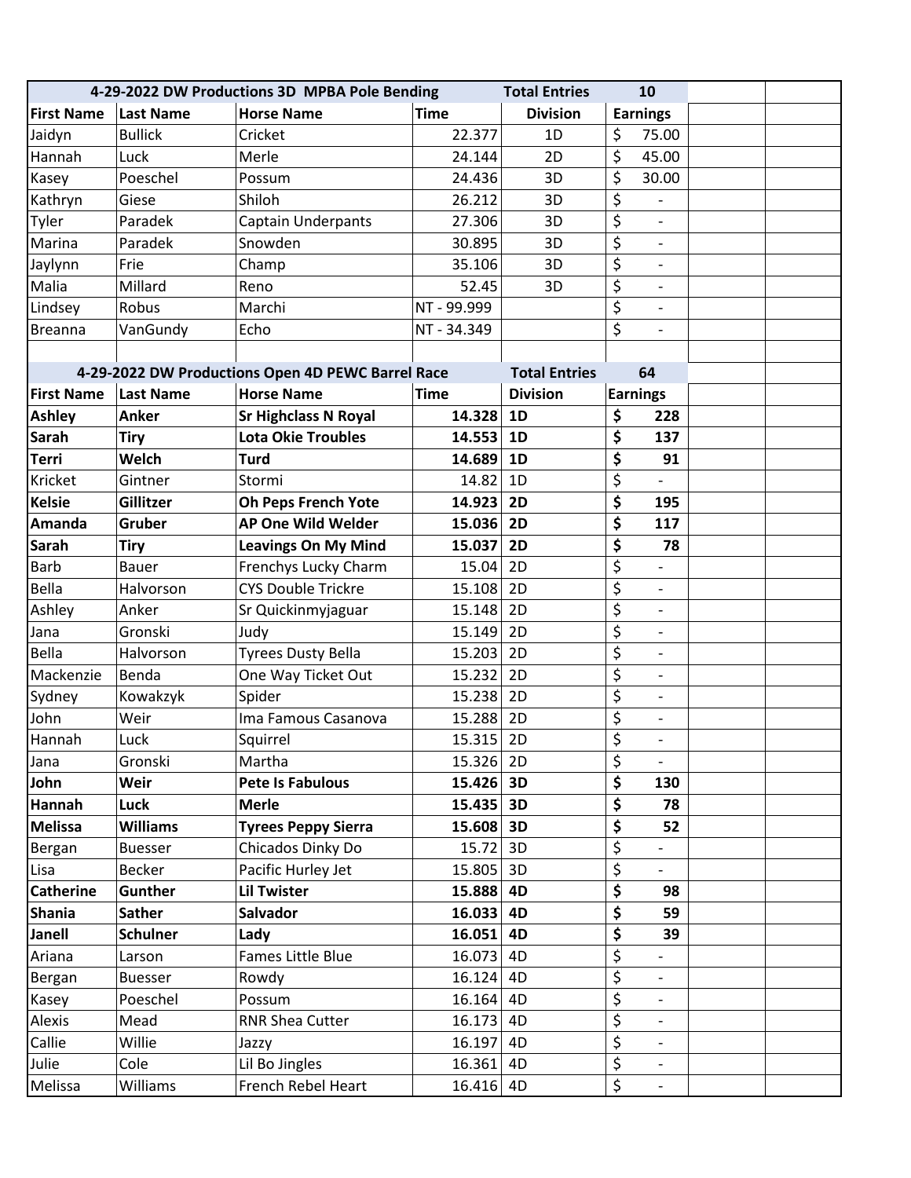| 4-29-2022 DW Productions 3D MPBA Pole Bending | | | | Total Entries | 10 |
|---|---|---|---|---|---|
| **First Name** | **Last Name** | **Horse Name** | **Time** | **Division** | **Earnings** |
| Jaidyn | Bullick | Cricket | 22.377 | 1D | $ 75.00 |
| Hannah | Luck | Merle | 24.144 | 2D | $ 45.00 |
| Kasey | Poeschel | Possum | 24.436 | 3D | $ 30.00 |
| Kathryn | Giese | Shiloh | 26.212 | 3D | $ - |
| Tyler | Paradek | Captain Underpants | 27.306 | 3D | $ - |
| Marina | Paradek | Snowden | 30.895 | 3D | $ - |
| Jaylynn | Frie | Champ | 35.106 | 3D | $ - |
| Malia | Millard | Reno | 52.45 | 3D | $ - |
| Lindsey | Robus | Marchi | NT - 99.999 | | $ - |
| Breanna | VanGundy | Echo | NT - 34.349 | | $ - |

| 4-29-2022 DW Productions Open 4D PEWC Barrel Race | | | | Total Entries | 64 |
|---|---|---|---|---|---|
| **First Name** | **Last Name** | **Horse Name** | **Time** | **Division** | **Earnings** |
| **Ashley** | **Anker** | **Sr Highclass N Royal** | **14.328** | **1D** | **$ 228** |
| **Sarah** | **Tiry** | **Lota Okie Troubles** | **14.553** | **1D** | **$ 137** |
| **Terri** | **Welch** | **Turd** | **14.689** | **1D** | **$ 91** |
| Kricket | Gintner | Stormi | 14.82 | 1D | $ - |
| **Kelsie** | **Gillitzer** | **Oh Peps French Yote** | **14.923** | **2D** | **$ 195** |
| **Amanda** | **Gruber** | **AP One Wild Welder** | **15.036** | **2D** | **$ 117** |
| **Sarah** | **Tiry** | **Leavings On My Mind** | **15.037** | **2D** | **$ 78** |
| Barb | Bauer | Frenchys Lucky Charm | 15.04 | 2D | $ - |
| Bella | Halvorson | CYS Double Trickre | 15.108 | 2D | $ - |
| Ashley | Anker | Sr Quickinmyjaguar | 15.148 | 2D | $ - |
| Jana | Gronski | Judy | 15.149 | 2D | $ - |
| Bella | Halvorson | Tyrees Dusty Bella | 15.203 | 2D | $ - |
| Mackenzie | Benda | One Way Ticket Out | 15.232 | 2D | $ - |
| Sydney | Kowakzyk | Spider | 15.238 | 2D | $ - |
| John | Weir | Ima Famous Casanova | 15.288 | 2D | $ - |
| Hannah | Luck | Squirrel | 15.315 | 2D | $ - |
| Jana | Gronski | Martha | 15.326 | 2D | $ - |
| **John** | **Weir** | **Pete Is Fabulous** | **15.426** | **3D** | **$ 130** |
| **Hannah** | **Luck** | **Merle** | **15.435** | **3D** | **$ 78** |
| **Melissa** | **Williams** | **Tyrees Peppy Sierra** | **15.608** | **3D** | **$ 52** |
| Bergan | Buesser | Chicados Dinky Do | 15.72 | 3D | $ - |
| Lisa | Becker | Pacific Hurley Jet | 15.805 | 3D | $ - |
| **Catherine** | **Gunther** | **Lil Twister** | **15.888** | **4D** | **$ 98** |
| **Shania** | **Sather** | **Salvador** | **16.033** | **4D** | **$ 59** |
| **Janell** | **Schulner** | **Lady** | **16.051** | **4D** | **$ 39** |
| Ariana | Larson | Fames Little Blue | 16.073 | 4D | $ - |
| Bergan | Buesser | Rowdy | 16.124 | 4D | $ - |
| Kasey | Poeschel | Possum | 16.164 | 4D | $ - |
| Alexis | Mead | RNR Shea Cutter | 16.173 | 4D | $ - |
| Callie | Willie | Jazzy | 16.197 | 4D | $ - |
| Julie | Cole | Lil Bo Jingles | 16.361 | 4D | $ - |
| Melissa | Williams | French Rebel Heart | 16.416 | 4D | $ - |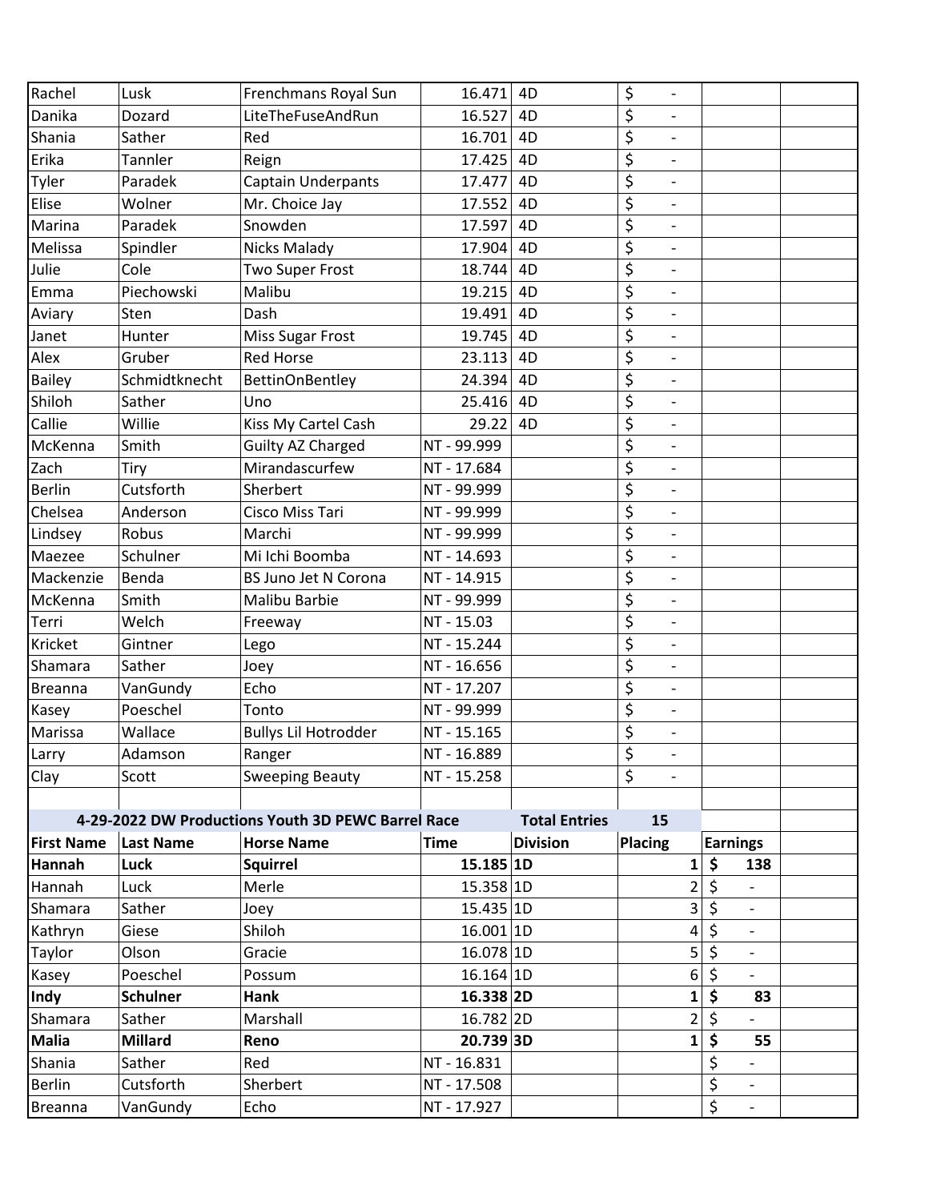| Rachel | Lusk | Frenchmans Royal Sun | 16.471 | 4D | $ - | | |
|---|---|---|---|---|---|---|---|
| Danika | Dozard | LiteTheFuseAndRun | 16.527 | 4D | $ - | | |
| Shania | Sather | Red | 16.701 | 4D | $ - | | |
| Erika | Tannler | Reign | 17.425 | 4D | $ - | | |
| Tyler | Paradek | Captain Underpants | 17.477 | 4D | $ - | | |
| Elise | Wolner | Mr. Choice Jay | 17.552 | 4D | $ - | | |
| Marina | Paradek | Snowden | 17.597 | 4D | $ - | | |
| Melissa | Spindler | Nicks Malady | 17.904 | 4D | $ - | | |
| Julie | Cole | Two Super Frost | 18.744 | 4D | $ - | | |
| Emma | Piechowski | Malibu | 19.215 | 4D | $ - | | |
| Aviary | Sten | Dash | 19.491 | 4D | $ - | | |
| Janet | Hunter | Miss Sugar Frost | 19.745 | 4D | $ - | | |
| Alex | Gruber | Red Horse | 23.113 | 4D | $ - | | |
| Bailey | Schmidtknecht | BettinOnBentley | 24.394 | 4D | $ - | | |
| Shiloh | Sather | Uno | 25.416 | 4D | $ - | | |
| Callie | Willie | Kiss My Cartel Cash | 29.22 | 4D | $ - | | |
| McKenna | Smith | Guilty AZ Charged | NT - 99.999 | | $ - | | |
| Zach | Tiry | Mirandascurfew | NT - 17.684 | | $ - | | |
| Berlin | Cutsforth | Sherbert | NT - 99.999 | | $ - | | |
| Chelsea | Anderson | Cisco Miss Tari | NT - 99.999 | | $ - | | |
| Lindsey | Robus | Marchi | NT - 99.999 | | $ - | | |
| Maezee | Schulner | Mi Ichi Boomba | NT - 14.693 | | $ - | | |
| Mackenzie | Benda | BS Juno Jet N Corona | NT - 14.915 | | $ - | | |
| McKenna | Smith | Malibu Barbie | NT - 99.999 | | $ - | | |
| Terri | Welch | Freeway | NT - 15.03 | | $ - | | |
| Kricket | Gintner | Lego | NT - 15.244 | | $ - | | |
| Shamara | Sather | Joey | NT - 16.656 | | $ - | | |
| Breanna | VanGundy | Echo | NT - 17.207 | | $ - | | |
| Kasey | Poeschel | Tonto | NT - 99.999 | | $ - | | |
| Marissa | Wallace | Bullys Lil Hotrodder | NT - 15.165 | | $ - | | |
| Larry | Adamson | Ranger | NT - 16.889 | | $ - | | |
| Clay | Scott | Sweeping Beauty | NT - 15.258 | | $ - | | |

**4-29-2022 DW Productions Youth 3D PEWC Barrel Race** — **Total Entries: 15**

| First Name | Last Name | Horse Name | Time | Division | Placing | Earnings |
|---|---|---|---|---|---|---|
| **Hannah** | **Luck** | **Squirrel** | **15.185** | **1D** | **1** | **$ 138** |
| Hannah | Luck | Merle | 15.358 | 1D | 2 | $ - |
| Shamara | Sather | Joey | 15.435 | 1D | 3 | $ - |
| Kathryn | Giese | Shiloh | 16.001 | 1D | 4 | $ - |
| Taylor | Olson | Gracie | 16.078 | 1D | 5 | $ - |
| Kasey | Poeschel | Possum | 16.164 | 1D | 6 | $ - |
| **Indy** | **Schulner** | **Hank** | **16.338** | **2D** | **1** | **$ 83** |
| Shamara | Sather | Marshall | 16.782 | 2D | 2 | $ - |
| **Malia** | **Millard** | **Reno** | **20.739** | **3D** | **1** | **$ 55** |
| Shania | Sather | Red | NT - 16.831 | | | $ - |
| Berlin | Cutsforth | Sherbert | NT - 17.508 | | | $ - |
| Breanna | VanGundy | Echo | NT - 17.927 | | | $ - |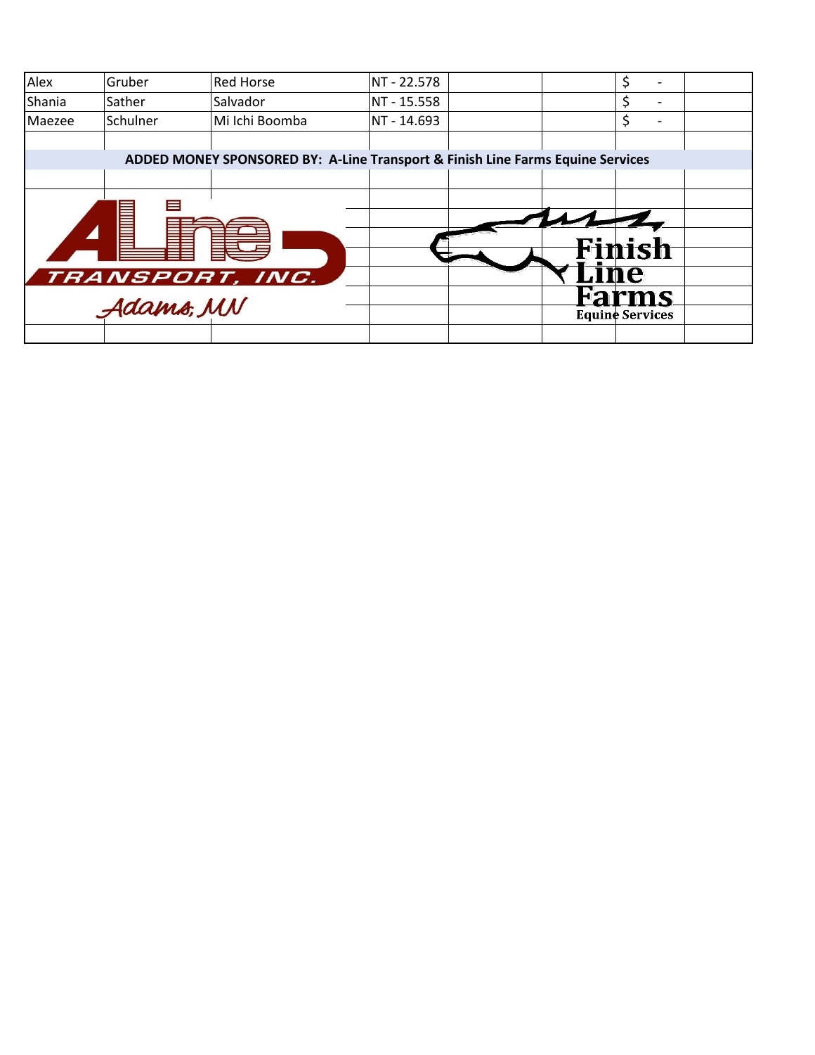| | | | | | | | |
|---|---|---|---|---|---|---|---|
| Alex | Gruber | Red Horse | NT - 22.578 | | | $ - | |
| Shania | Sather | Salvador | NT - 15.558 | | | $ - | |
| Maezee | Schulner | Mi Ichi Boomba | NT - 14.693 | | | $ - | |

**ADDED MONEY SPONSORED BY: A-Line Transport & Finish Line Farms Equine Services**

A-Line TRANSPORT, INC.
Adams, MN

Finish Line Farms
Equine Services